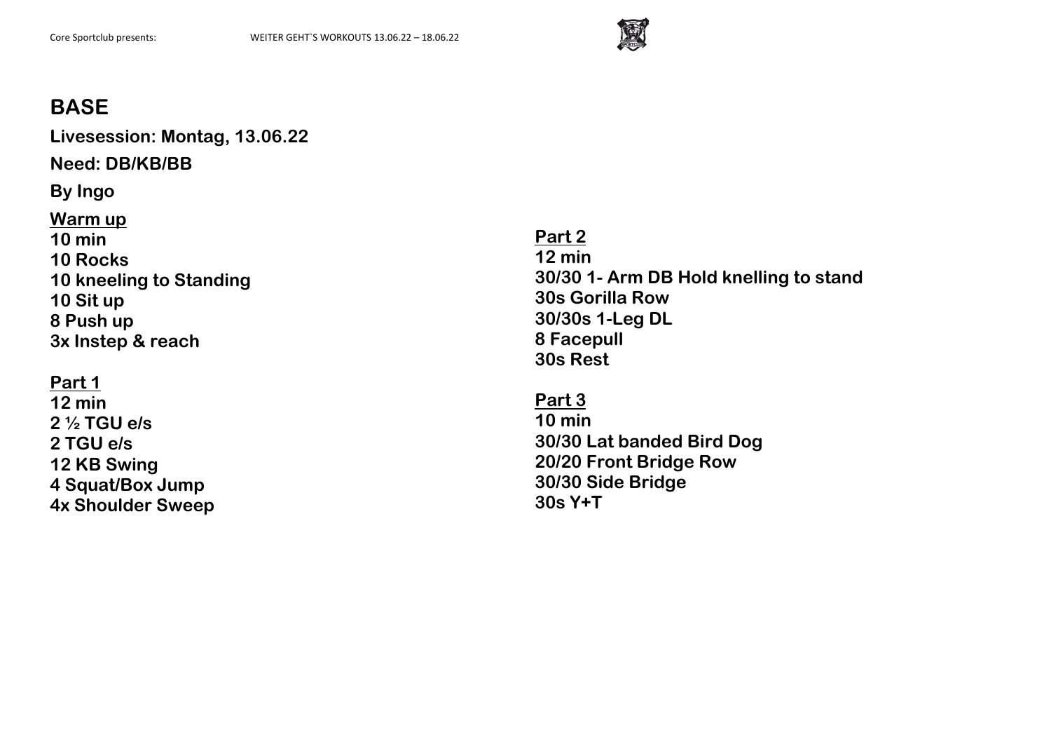# BASE

**Livesession: Montag, 13.06.22**

**Need: DB/KB/BB**

**By Ingo**

**Warm up**
**10 min**
**10 Rocks**
**10 kneeling to Standing**
**10 Sit up**
**8 Push up**
**3x Instep & reach**

**Part 1**
**12 min**
**2 ½ TGU e/s**
**2 TGU e/s**
**12 KB Swing**
**4 Squat/Box Jump**
**4x Shoulder Sweep**

**Part 2**
**12 min**
**30/30 1- Arm DB Hold knelling to stand**
**30s Gorilla Row**
**30/30s 1-Leg DL**
**8 Facepull**
**30s Rest**

**Part 3**
**10 min**
**30/30 Lat banded Bird Dog**
**20/20 Front Bridge Row**
**30/30 Side Bridge**
**30s Y+T**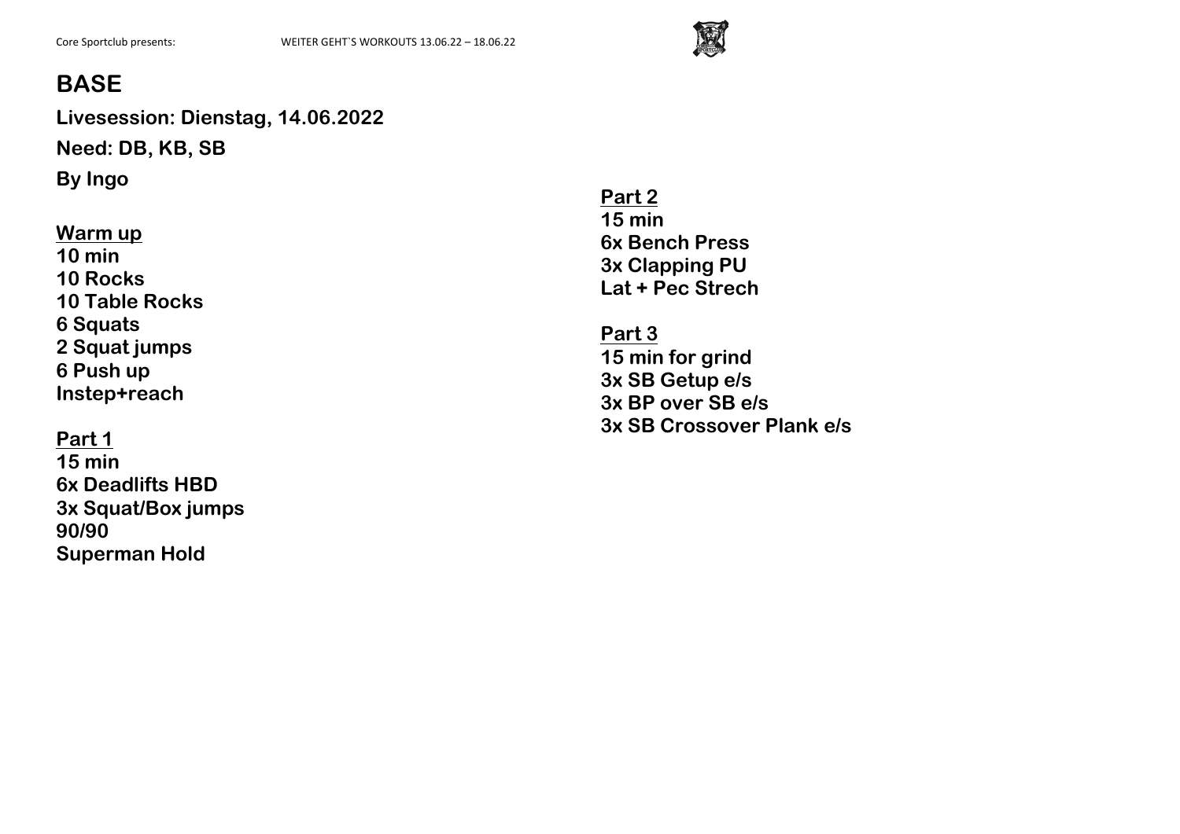# BASE

**Livesession: Dienstag, 14.06.2022**

**Need: DB, KB, SB**

**By Ingo**

**Warm up**
**10 min**
**10 Rocks**
**10 Table Rocks**
**6 Squats**
**2 Squat jumps**
**6 Push up**
**Instep+reach**

**Part 1**
**15 min**
**6x Deadlifts HBD**
**3x Squat/Box jumps**
**90/90**
**Superman Hold**

**Part 2**
**15 min**
**6x Bench Press**
**3x Clapping PU**
**Lat + Pec Strech**

**Part 3**
**15 min for grind**
**3x SB Getup e/s**
**3x BP over SB e/s**
**3x SB Crossover Plank e/s**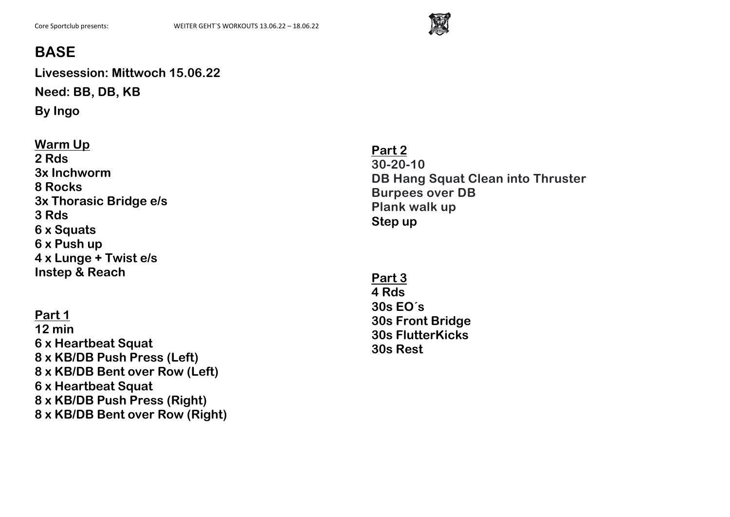# BASE

**Livesession: Mittwoch 15.06.22**

**Need: BB, DB, KB**

**By Ingo**

**Warm Up**
**2 Rds**
**3x Inchworm**
**8 Rocks**
**3x Thorasic Bridge e/s**
**3 Rds**
**6 x Squats**
**6 x Push up**
**4 x Lunge + Twist e/s**
**Instep & Reach**

**Part 1**
**12 min**
**6 x Heartbeat Squat**
**8 x KB/DB Push Press (Left)**
**8 x KB/DB Bent over Row (Left)**
**6 x Heartbeat Squat**
**8 x KB/DB Push Press (Right)**
**8 x KB/DB Bent over Row (Right)**

**Part 2**
**30-20-10**
**DB Hang Squat Clean into Thruster**
**Burpees over DB**
**Plank walk up**
**Step up**

**Part 3**
**4 Rds**
**30s EO´s**
**30s Front Bridge**
**30s FlutterKicks**
**30s Rest**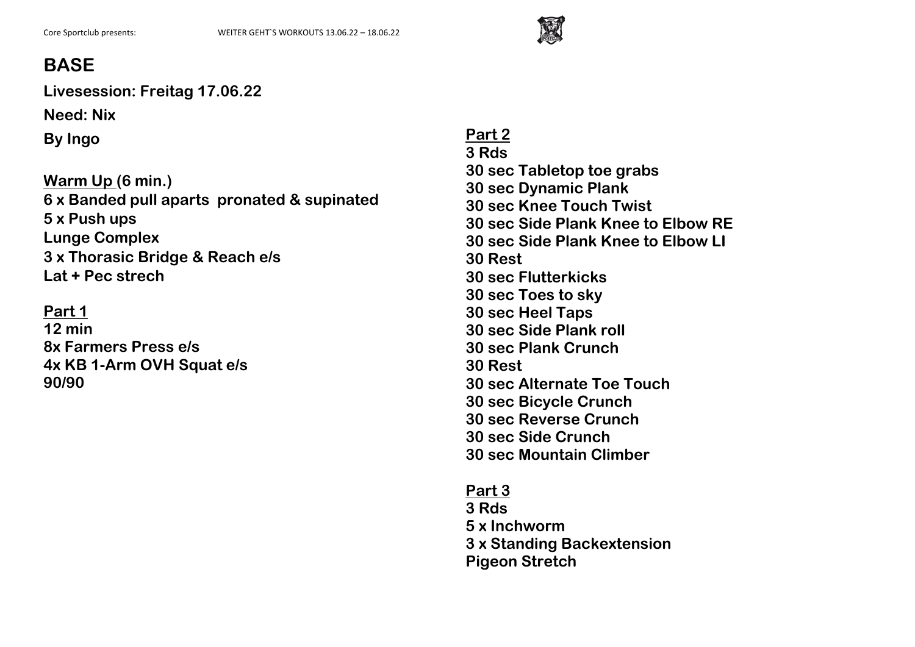# BASE

**Livesession: Freitag 17.06.22**

**Need: Nix**

**By Ingo**

**Warm Up (6 min.)**
**6 x Banded pull aparts pronated & supinated**
**5 x Push ups**
**Lunge Complex**
**3 x Thorasic Bridge & Reach e/s**
**Lat + Pec strech**

**Part 1**
**12 min**
**8x Farmers Press e/s**
**4x KB 1-Arm OVH Squat e/s**
**90/90**

**Part 2**
**3 Rds**
**30 sec Tabletop toe grabs**
**30 sec Dynamic Plank**
**30 sec Knee Touch Twist**
**30 sec Side Plank Knee to Elbow RE**
**30 sec Side Plank Knee to Elbow LI**
**30 Rest**
**30 sec Flutterkicks**
**30 sec Toes to sky**
**30 sec Heel Taps**
**30 sec Side Plank roll**
**30 sec Plank Crunch**
**30 Rest**
**30 sec Alternate Toe Touch**
**30 sec Bicycle Crunch**
**30 sec Reverse Crunch**
**30 sec Side Crunch**
**30 sec Mountain Climber**

**Part 3**
**3 Rds**
**5 x Inchworm**
**3 x Standing Backextension**
**Pigeon Stretch**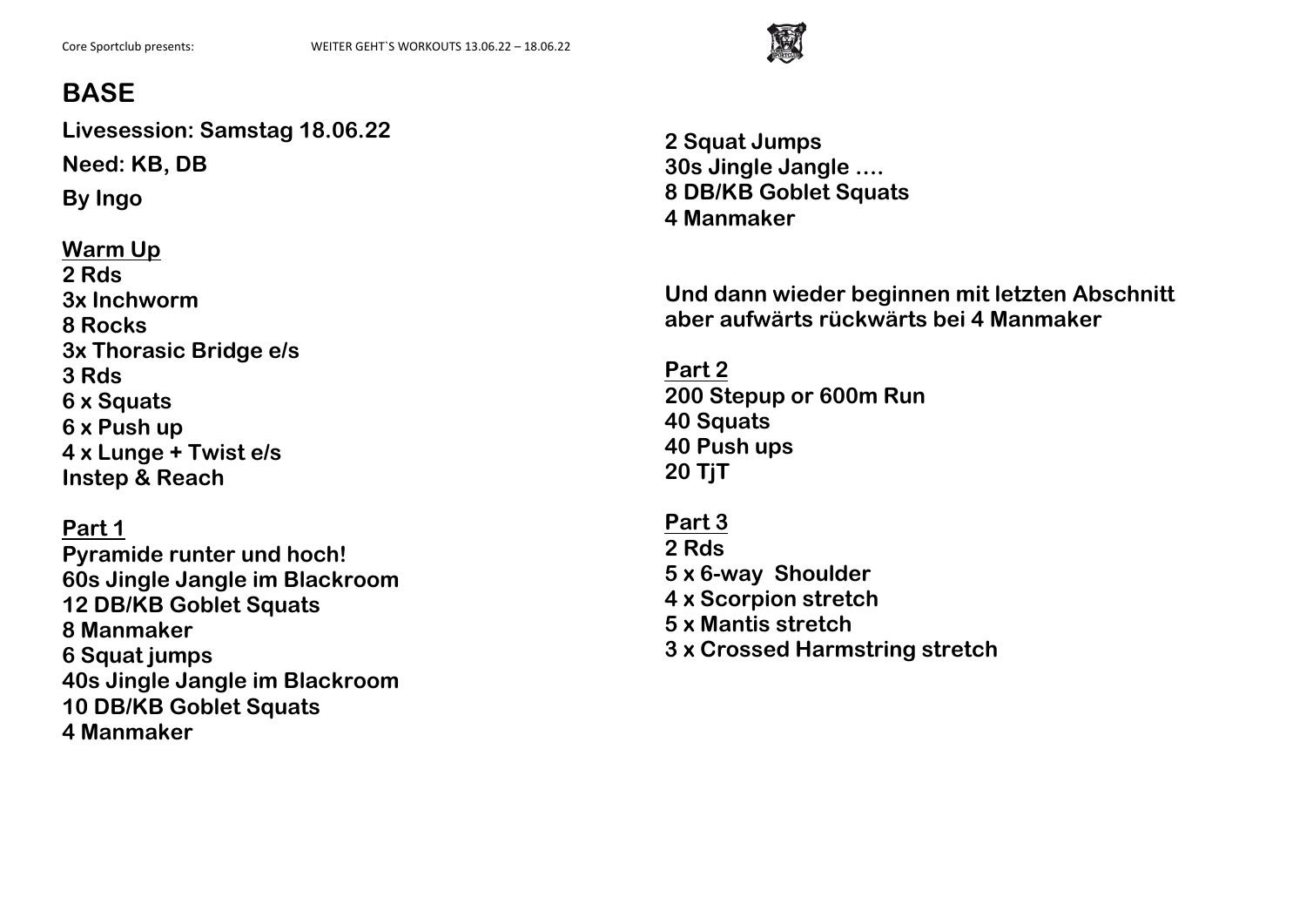# BASE

**Livesession: Samstag 18.06.22**

**Need: KB, DB**

**By Ingo**

**Warm Up**
**2 Rds**
**3x Inchworm**
**8 Rocks**
**3x Thorasic Bridge e/s**
**3 Rds**
**6 x Squats**
**6 x Push up**
**4 x Lunge + Twist e/s**
**Instep & Reach**

**Part 1**
**Pyramide runter und hoch!**
**60s Jingle Jangle im Blackroom**
**12 DB/KB Goblet Squats**
**8 Manmaker**
**6 Squat jumps**
**40s Jingle Jangle im Blackroom**
**10 DB/KB Goblet Squats**
**4 Manmaker**
**2 Squat Jumps**
**30s Jingle Jangle ….**
**8 DB/KB Goblet Squats**
**4 Manmaker**

**Und dann wieder beginnen mit letzten Abschnitt aber aufwärts rückwärts bei 4 Manmaker**

**Part 2**
**200 Stepup or 600m Run**
**40 Squats**
**40 Push ups**
**20 TjT**

**Part 3**
**2 Rds**
**5 x 6-way Shoulder**
**4 x Scorpion stretch**
**5 x Mantis stretch**
**3 x Crossed Harmstring stretch**